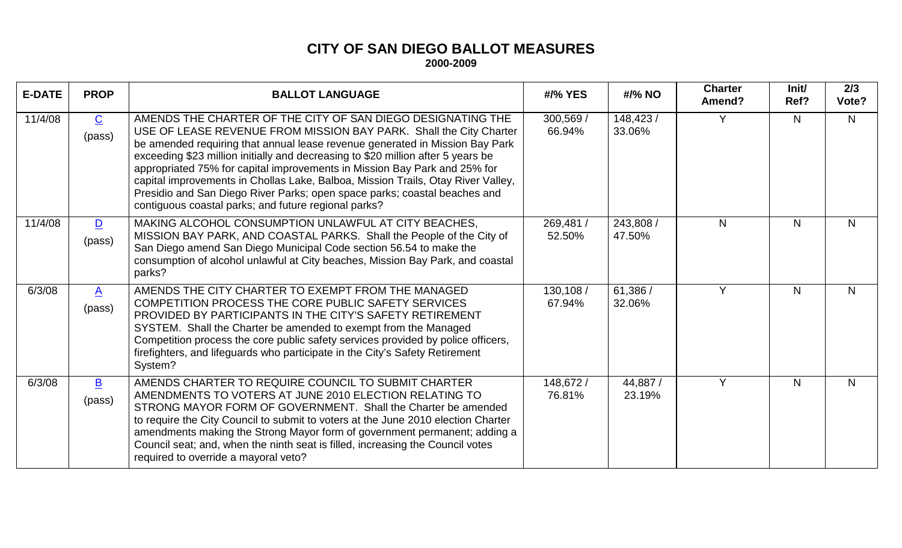# CITY OF SAN DIEGO BALLOT MEASURES

**2000-2009**

| E-DATE | PROP | BALLOT LANGUAGE | #/% YES | #/% NO | Charter Amend? | Init/ Ref? | 2/3 Vote? |
|---|---|---|---|---|---|---|---|
| 11/4/08 | C (pass) | AMENDS THE CHARTER OF THE CITY OF SAN DIEGO DESIGNATING THE USE OF LEASE REVENUE FROM MISSION BAY PARK. Shall the City Charter be amended requiring that annual lease revenue generated in Mission Bay Park exceeding $23 million initially and decreasing to $20 million after 5 years be appropriated 75% for capital improvements in Mission Bay Park and 25% for capital improvements in Chollas Lake, Balboa, Mission Trails, Otay River Valley, Presidio and San Diego River Parks; open space parks; coastal beaches and contiguous coastal parks; and future regional parks? | 300,569 / 66.94% | 148,423 / 33.06% | Y | N | N |
| 11/4/08 | D (pass) | MAKING ALCOHOL CONSUMPTION UNLAWFUL AT CITY BEACHES, MISSION BAY PARK, AND COASTAL PARKS. Shall the People of the City of San Diego amend San Diego Municipal Code section 56.54 to make the consumption of alcohol unlawful at City beaches, Mission Bay Park, and coastal parks? | 269,481 / 52.50% | 243,808 / 47.50% | N | N | N |
| 6/3/08 | A (pass) | AMENDS THE CITY CHARTER TO EXEMPT FROM THE MANAGED COMPETITION PROCESS THE CORE PUBLIC SAFETY SERVICES PROVIDED BY PARTICIPANTS IN THE CITY'S SAFETY RETIREMENT SYSTEM. Shall the Charter be amended to exempt from the Managed Competition process the core public safety services provided by police officers, firefighters, and lifeguards who participate in the City's Safety Retirement System? | 130,108 / 67.94% | 61,386 / 32.06% | Y | N | N |
| 6/3/08 | B (pass) | AMENDS CHARTER TO REQUIRE COUNCIL TO SUBMIT CHARTER AMENDMENTS TO VOTERS AT JUNE 2010 ELECTION RELATING TO STRONG MAYOR FORM OF GOVERNMENT. Shall the Charter be amended to require the City Council to submit to voters at the June 2010 election Charter amendments making the Strong Mayor form of government permanent; adding a Council seat; and, when the ninth seat is filled, increasing the Council votes required to override a mayoral veto? | 148,672 / 76.81% | 44,887 / 23.19% | Y | N | N |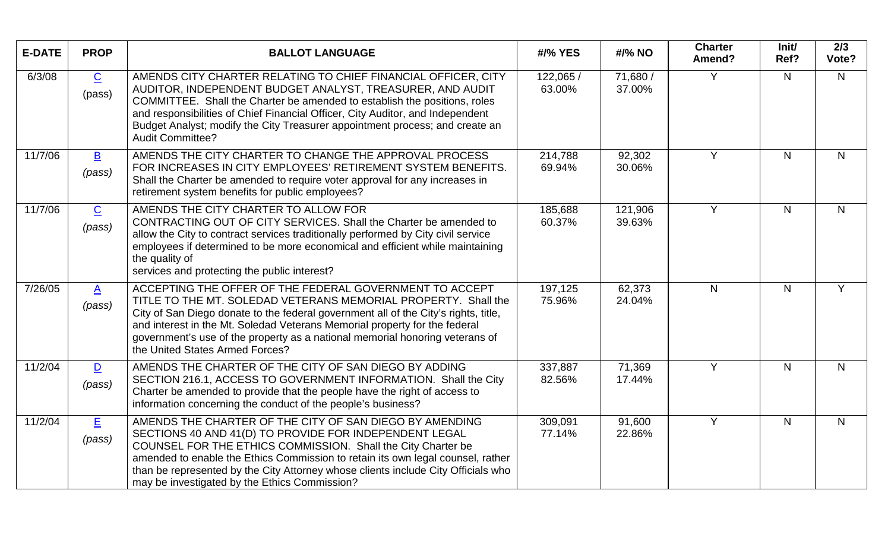| E-DATE | PROP | BALLOT LANGUAGE | #/% YES | #/% NO | Charter Amend? | Init/ Ref? | 2/3 Vote? |
|---|---|---|---|---|---|---|---|
| 6/3/08 | C (pass) | AMENDS CITY CHARTER RELATING TO CHIEF FINANCIAL OFFICER, CITY AUDITOR, INDEPENDENT BUDGET ANALYST, TREASURER, AND AUDIT COMMITTEE. Shall the Charter be amended to establish the positions, roles and responsibilities of Chief Financial Officer, City Auditor, and Independent Budget Analyst; modify the City Treasurer appointment process; and create an Audit Committee? | 122,065 / 63.00% | 71,680 / 37.00% | Y | N | N |
| 11/7/06 | B *(pass)* | AMENDS THE CITY CHARTER TO CHANGE THE APPROVAL PROCESS FOR INCREASES IN CITY EMPLOYEES' RETIREMENT SYSTEM BENEFITS. Shall the Charter be amended to require voter approval for any increases in retirement system benefits for public employees? | 214,788 69.94% | 92,302 30.06% | Y | N | N |
| 11/7/06 | C *(pass)* | AMENDS THE CITY CHARTER TO ALLOW FOR CONTRACTING OUT OF CITY SERVICES. Shall the Charter be amended to allow the City to contract services traditionally performed by City civil service employees if determined to be more economical and efficient while maintaining the quality of services and protecting the public interest? | 185,688 60.37% | 121,906 39.63% | Y | N | N |
| 7/26/05 | A *(pass)* | ACCEPTING THE OFFER OF THE FEDERAL GOVERNMENT TO ACCEPT TITLE TO THE MT. SOLEDAD VETERANS MEMORIAL PROPERTY. Shall the City of San Diego donate to the federal government all of the City's rights, title, and interest in the Mt. Soledad Veterans Memorial property for the federal government's use of the property as a national memorial honoring veterans of the United States Armed Forces? | 197,125 75.96% | 62,373 24.04% | N | N | Y |
| 11/2/04 | D *(pass)* | AMENDS THE CHARTER OF THE CITY OF SAN DIEGO BY ADDING SECTION 216.1, ACCESS TO GOVERNMENT INFORMATION. Shall the City Charter be amended to provide that the people have the right of access to information concerning the conduct of the people's business? | 337,887 82.56% | 71,369 17.44% | Y | N | N |
| 11/2/04 | E *(pass)* | AMENDS THE CHARTER OF THE CITY OF SAN DIEGO BY AMENDING SECTIONS 40 AND 41(D) TO PROVIDE FOR INDEPENDENT LEGAL COUNSEL FOR THE ETHICS COMMISSION. Shall the City Charter be amended to enable the Ethics Commission to retain its own legal counsel, rather than be represented by the City Attorney whose clients include City Officials who may be investigated by the Ethics Commission? | 309,091 77.14% | 91,600 22.86% | Y | N | N |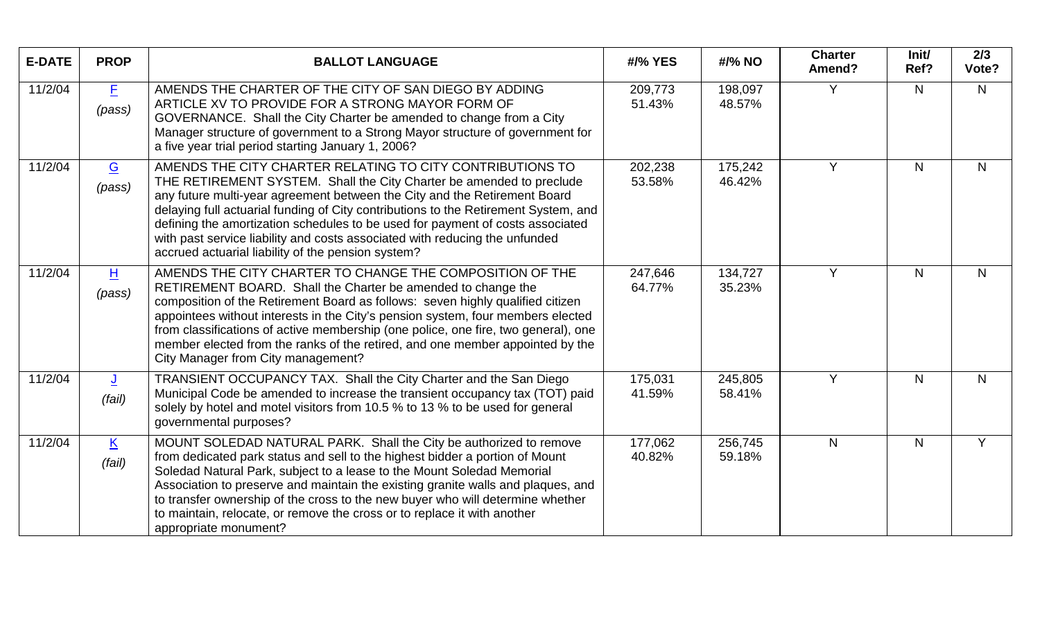| E-DATE | PROP | BALLOT LANGUAGE | #/% YES | #/% NO | Charter Amend? | Init/ Ref? | 2/3 Vote? |
|---|---|---|---|---|---|---|---|
| 11/2/04 | F (pass) | AMENDS THE CHARTER OF THE CITY OF SAN DIEGO BY ADDING ARTICLE XV TO PROVIDE FOR A STRONG MAYOR FORM OF GOVERNANCE. Shall the City Charter be amended to change from a City Manager structure of government to a Strong Mayor structure of government for a five year trial period starting January 1, 2006? | 209,773 51.43% | 198,097 48.57% | Y | N | N |
| 11/2/04 | G (pass) | AMENDS THE CITY CHARTER RELATING TO CITY CONTRIBUTIONS TO THE RETIREMENT SYSTEM. Shall the City Charter be amended to preclude any future multi-year agreement between the City and the Retirement Board delaying full actuarial funding of City contributions to the Retirement System, and defining the amortization schedules to be used for payment of costs associated with past service liability and costs associated with reducing the unfunded accrued actuarial liability of the pension system? | 202,238 53.58% | 175,242 46.42% | Y | N | N |
| 11/2/04 | H (pass) | AMENDS THE CITY CHARTER TO CHANGE THE COMPOSITION OF THE RETIREMENT BOARD. Shall the Charter be amended to change the composition of the Retirement Board as follows: seven highly qualified citizen appointees without interests in the City's pension system, four members elected from classifications of active membership (one police, one fire, two general), one member elected from the ranks of the retired, and one member appointed by the City Manager from City management? | 247,646 64.77% | 134,727 35.23% | Y | N | N |
| 11/2/04 | J (fail) | TRANSIENT OCCUPANCY TAX. Shall the City Charter and the San Diego Municipal Code be amended to increase the transient occupancy tax (TOT) paid solely by hotel and motel visitors from 10.5 % to 13 % to be used for general governmental purposes? | 175,031 41.59% | 245,805 58.41% | Y | N | N |
| 11/2/04 | K (fail) | MOUNT SOLEDAD NATURAL PARK. Shall the City be authorized to remove from dedicated park status and sell to the highest bidder a portion of Mount Soledad Natural Park, subject to a lease to the Mount Soledad Memorial Association to preserve and maintain the existing granite walls and plaques, and to transfer ownership of the cross to the new buyer who will determine whether to maintain, relocate, or remove the cross or to replace it with another appropriate monument? | 177,062 40.82% | 256,745 59.18% | N | N | Y |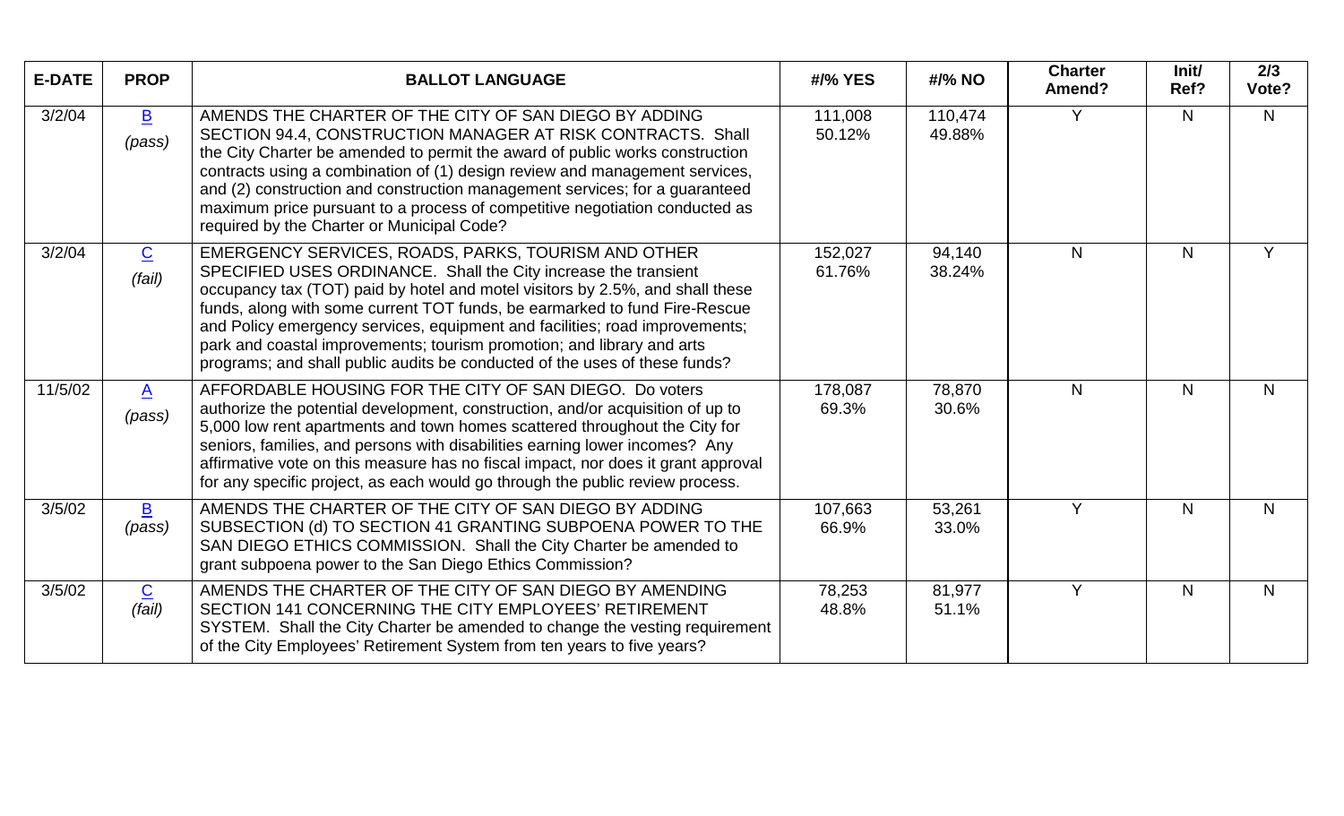| E-DATE | PROP | BALLOT LANGUAGE | #/% YES | #/% NO | Charter Amend? | Init/ Ref? | 2/3 Vote? |
|---|---|---|---|---|---|---|---|
| 3/2/04 | B (pass) | AMENDS THE CHARTER OF THE CITY OF SAN DIEGO BY ADDING SECTION 94.4, CONSTRUCTION MANAGER AT RISK CONTRACTS. Shall the City Charter be amended to permit the award of public works construction contracts using a combination of (1) design review and management services, and (2) construction and construction management services; for a guaranteed maximum price pursuant to a process of competitive negotiation conducted as required by the Charter or Municipal Code? | 111,008 50.12% | 110,474 49.88% | Y | N | N |
| 3/2/04 | C (fail) | EMERGENCY SERVICES, ROADS, PARKS, TOURISM AND OTHER SPECIFIED USES ORDINANCE. Shall the City increase the transient occupancy tax (TOT) paid by hotel and motel visitors by 2.5%, and shall these funds, along with some current TOT funds, be earmarked to fund Fire-Rescue and Policy emergency services, equipment and facilities; road improvements; park and coastal improvements; tourism promotion; and library and arts programs; and shall public audits be conducted of the uses of these funds? | 152,027 61.76% | 94,140 38.24% | N | N | Y |
| 11/5/02 | A (pass) | AFFORDABLE HOUSING FOR THE CITY OF SAN DIEGO. Do voters authorize the potential development, construction, and/or acquisition of up to 5,000 low rent apartments and town homes scattered throughout the City for seniors, families, and persons with disabilities earning lower incomes? Any affirmative vote on this measure has no fiscal impact, nor does it grant approval for any specific project, as each would go through the public review process. | 178,087 69.3% | 78,870 30.6% | N | N | N |
| 3/5/02 | B (pass) | AMENDS THE CHARTER OF THE CITY OF SAN DIEGO BY ADDING SUBSECTION (d) TO SECTION 41 GRANTING SUBPOENA POWER TO THE SAN DIEGO ETHICS COMMISSION. Shall the City Charter be amended to grant subpoena power to the San Diego Ethics Commission? | 107,663 66.9% | 53,261 33.0% | Y | N | N |
| 3/5/02 | C (fail) | AMENDS THE CHARTER OF THE CITY OF SAN DIEGO BY AMENDING SECTION 141 CONCERNING THE CITY EMPLOYEES' RETIREMENT SYSTEM. Shall the City Charter be amended to change the vesting requirement of the City Employees' Retirement System from ten years to five years? | 78,253 48.8% | 81,977 51.1% | Y | N | N |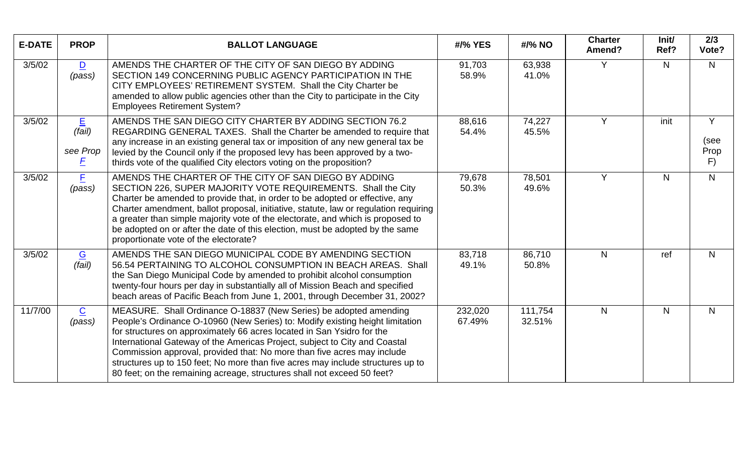| E-DATE | PROP | BALLOT LANGUAGE | #/% YES | #/% NO | Charter Amend? | Init/ Ref? | 2/3 Vote? |
|---|---|---|---|---|---|---|---|
| 3/5/02 | D (pass) | AMENDS THE CHARTER OF THE CITY OF SAN DIEGO BY ADDING SECTION 149 CONCERNING PUBLIC AGENCY PARTICIPATION IN THE CITY EMPLOYEES' RETIREMENT SYSTEM. Shall the City Charter be amended to allow public agencies other than the City to participate in the City Employees Retirement System? | 91,703 58.9% | 63,938 41.0% | Y | N | N |
| 3/5/02 | E (fail) see Prop F | AMENDS THE SAN DIEGO CITY CHARTER BY ADDING SECTION 76.2 REGARDING GENERAL TAXES. Shall the Charter be amended to require that any increase in an existing general tax or imposition of any new general tax be levied by the Council only if the proposed levy has been approved by a two-thirds vote of the qualified City electors voting on the proposition? | 88,616 54.4% | 74,227 45.5% | Y | init | Y (see Prop F) |
| 3/5/02 | F (pass) | AMENDS THE CHARTER OF THE CITY OF SAN DIEGO BY ADDING SECTION 226, SUPER MAJORITY VOTE REQUIREMENTS. Shall the City Charter be amended to provide that, in order to be adopted or effective, any Charter amendment, ballot proposal, initiative, statute, law or regulation requiring a greater than simple majority vote of the electorate, and which is proposed to be adopted on or after the date of this election, must be adopted by the same proportionate vote of the electorate? | 79,678 50.3% | 78,501 49.6% | Y | N | N |
| 3/5/02 | G (fail) | AMENDS THE SAN DIEGO MUNICIPAL CODE BY AMENDING SECTION 56.54 PERTAINING TO ALCOHOL CONSUMPTION IN BEACH AREAS. Shall the San Diego Municipal Code by amended to prohibit alcohol consumption twenty-four hours per day in substantially all of Mission Beach and specified beach areas of Pacific Beach from June 1, 2001, through December 31, 2002? | 83,718 49.1% | 86,710 50.8% | N | ref | N |
| 11/7/00 | C (pass) | MEASURE. Shall Ordinance O-18837 (New Series) be adopted amending People's Ordinance O-10960 (New Series) to: Modify existing height limitation for structures on approximately 66 acres located in San Ysidro for the International Gateway of the Americas Project, subject to City and Coastal Commission approval, provided that: No more than five acres may include structures up to 150 feet; No more than five acres may include structures up to 80 feet; on the remaining acreage, structures shall not exceed 50 feet? | 232,020 67.49% | 111,754 32.51% | N | N | N |